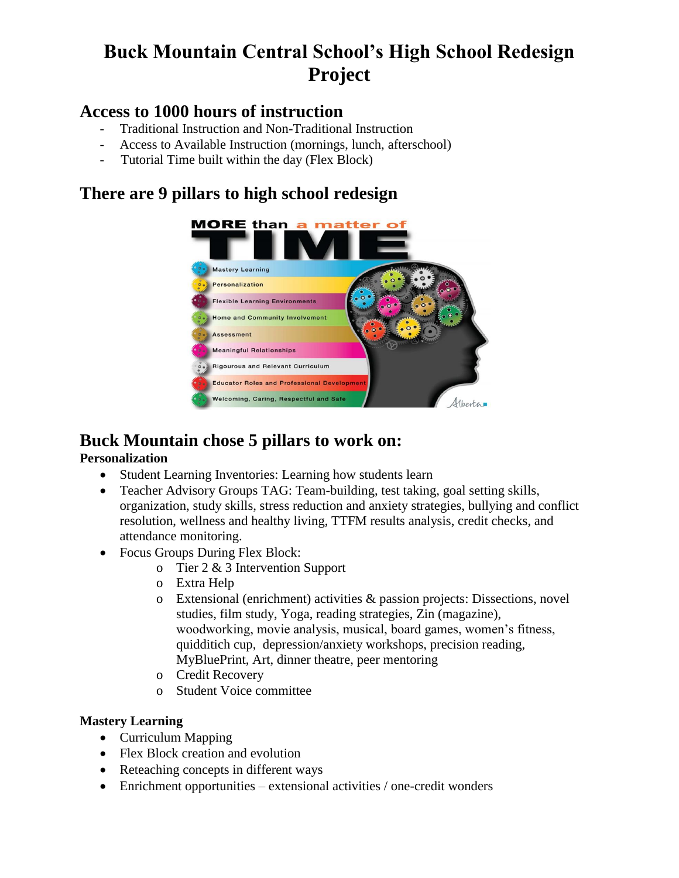# Buck Mountain Central School's High School Redesign Project

## Access to 1000 hours of instruction

- Traditional Instruction and Non-Traditional Instruction
- Access to Available Instruction (mornings, lunch, afterschool)
- Tutorial Time built within the day (Flex Block)

## There are 9 pillars to high school redesign

## Buck Mountain chose 5 pillars to work on:

**Personalization**

- Student Learning Inventories: Learning how students learn
- Teacher Advisory Groups TAG: Team-building, test taking, goal setting skills, organization, study skills, stress reduction and anxiety strategies, bullying and conflict resolution, wellness and healthy living, TTFM results analysis, credit checks, and attendance monitoring.
- Focus Groups During Flex Block:
  - Tier 2 & 3 Intervention Support
  - Extra Help
  - Extensional (enrichment) activities & passion projects: Dissections, novel studies, film study, Yoga, reading strategies, Zin (magazine), woodworking, movie analysis, musical, board games, women's fitness, quidditich cup, depression/anxiety workshops, precision reading, MyBluePrint, Art, dinner theatre, peer mentoring
  - Credit Recovery
  - Student Voice committee

**Mastery Learning**

- Curriculum Mapping
- Flex Block creation and evolution
- Reteaching concepts in different ways
- Enrichment opportunities – extensional activities / one-credit wonders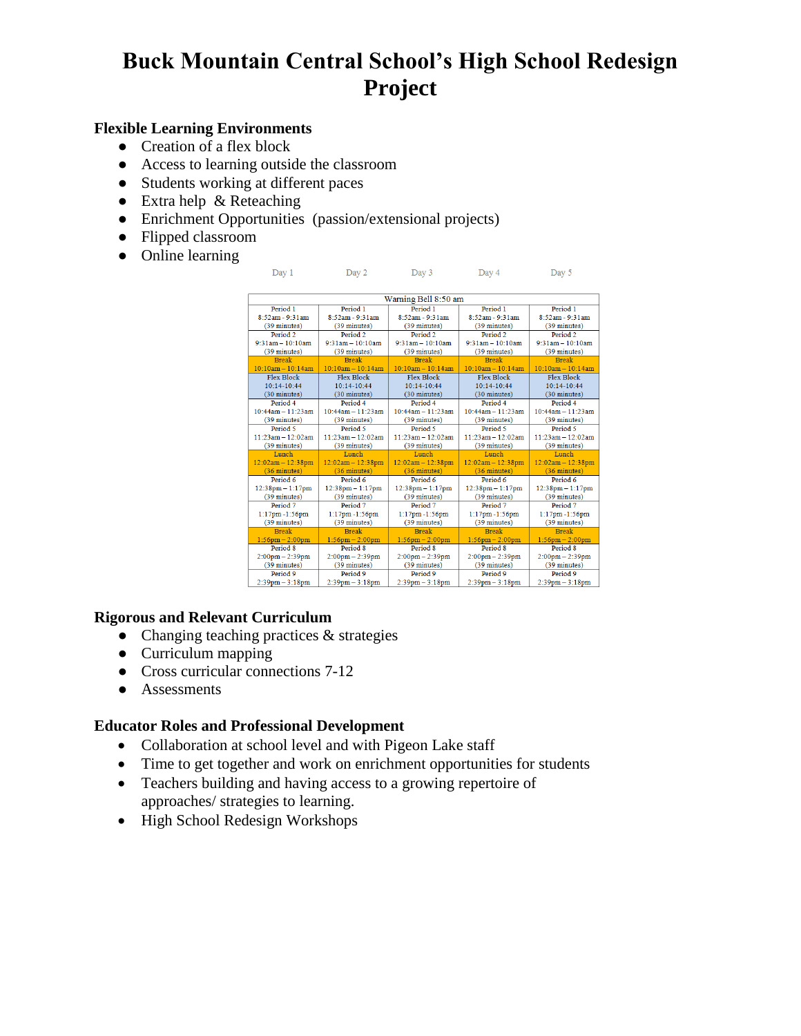# Buck Mountain Central School's High School Redesign Project

### Flexible Learning Environments

- Creation of a flex block
- Access to learning outside the classroom
- Students working at different paces
- Extra help & Reteaching
- Enrichment Opportunities (passion/extensional projects)
- Flipped classroom
- Online learning

| Day 1 | Day 2 | Day 3 | Day 4 | Day 5 |
|---|---|---|---|---|
| Warning Bell 8:50 am | | | | |
| Period 1<br>8:52am - 9:31am<br>(39 minutes) | Period 1<br>8:52am - 9:31am<br>(39 minutes) | Period 1<br>8:52am - 9:31am<br>(39 minutes) | Period 1<br>8:52am - 9:31am<br>(39 minutes) | Period 1<br>8:52am - 9:31am<br>(39 minutes) |
| Period 2<br>9:31am – 10:10am<br>(39 minutes) | Period 2<br>9:31am – 10:10am<br>(39 minutes) | Period 2<br>9:31am – 10:10am<br>(39 minutes) | Period 2<br>9:31am – 10:10am<br>(39 minutes) | Period 2<br>9:31am – 10:10am<br>(39 minutes) |
| Break<br>10:10am – 10:14am | Break<br>10:10am – 10:14am | Break<br>10:10am – 10:14am | Break<br>10:10am – 10:14am | Break<br>10:10am – 10:14am |
| Flex Block<br>10:14-10:44<br>(30 minutes) | Flex Block<br>10:14-10:44<br>(30 minutes) | Flex Block<br>10:14-10:44<br>(30 minutes) | Flex Block<br>10:14-10:44<br>(30 minutes) | Flex Block<br>10:14-10:44<br>(30 minutes) |
| Period 4<br>10:44am – 11:23am<br>(39 minutes) | Period 4<br>10:44am – 11:23am<br>(39 minutes) | Period 4<br>10:44am – 11:23am<br>(39 minutes) | Period 4<br>10:44am – 11:23am<br>(39 minutes) | Period 4<br>10:44am – 11:23am<br>(39 minutes) |
| Period 5<br>11:23am – 12:02am<br>(39 minutes) | Period 5<br>11:23am – 12:02am<br>(39 minutes) | Period 5<br>11:23am – 12:02am<br>(39 minutes) | Period 5<br>11:23am – 12:02am<br>(39 minutes) | Period 5<br>11:23am – 12:02am<br>(39 minutes) |
| Lunch<br>12:02am – 12:38pm<br>(36 minutes) | Lunch<br>12:02am – 12:38pm<br>(36 minutes) | Lunch<br>12:02am – 12:38pm<br>(36 minutes) | Lunch<br>12:02am – 12:38pm<br>(36 minutes) | Lunch<br>12:02am – 12:38pm<br>(36 minutes) |
| Period 6<br>12:38pm – 1:17pm<br>(39 minutes) | Period 6<br>12:38pm – 1:17pm<br>(39 minutes) | Period 6<br>12:38pm – 1:17pm<br>(39 minutes) | Period 6<br>12:38pm – 1:17pm<br>(39 minutes) | Period 6<br>12:38pm – 1:17pm<br>(39 minutes) |
| Period 7<br>1:17pm -1:56pm<br>(39 minutes) | Period 7<br>1:17pm -1:56pm<br>(39 minutes) | Period 7<br>1:17pm -1:56pm<br>(39 minutes) | Period 7<br>1:17pm -1:56pm<br>(39 minutes) | Period 7<br>1:17pm -1:56pm<br>(39 minutes) |
| Break<br>1:56pm – 2:00pm | Break<br>1:56pm – 2:00pm | Break<br>1:56pm – 2:00pm | Break<br>1:56pm – 2:00pm | Break<br>1:56pm – 2:00pm |
| Period 8<br>2:00pm – 2:39pm<br>(39 minutes) | Period 8<br>2:00pm – 2:39pm<br>(39 minutes) | Period 8<br>2:00pm – 2:39pm<br>(39 minutes) | Period 8<br>2:00pm – 2:39pm<br>(39 minutes) | Period 8<br>2:00pm – 2:39pm<br>(39 minutes) |
| Period 9<br>2:39pm – 3:18pm | Period 9<br>2:39pm – 3:18pm | Period 9<br>2:39pm – 3:18pm | Period 9<br>2:39pm – 3:18pm | Period 9<br>2:39pm – 3:18pm |

### Rigorous and Relevant Curriculum

- Changing teaching practices & strategies
- Curriculum mapping
- Cross curricular connections 7-12
- Assessments

### Educator Roles and Professional Development

- Collaboration at school level and with Pigeon Lake staff
- Time to get together and work on enrichment opportunities for students
- Teachers building and having access to a growing repertoire of approaches/ strategies to learning.
- High School Redesign Workshops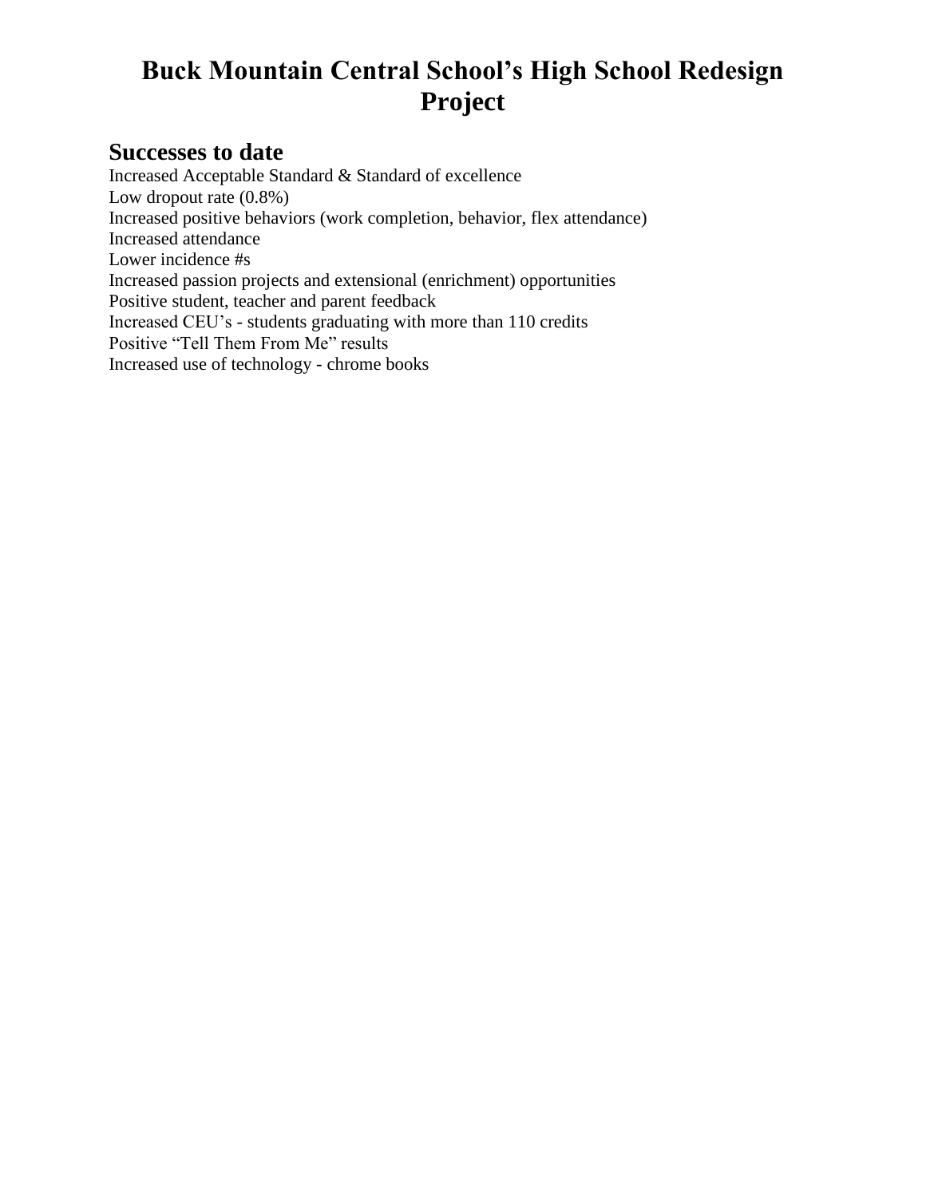# Buck Mountain Central School’s High School Redesign Project

## Successes to date

Increased Acceptable Standard & Standard of excellence
Low dropout rate (0.8%)
Increased positive behaviors (work completion, behavior, flex attendance)
Increased attendance
Lower incidence #s
Increased passion projects and extensional (enrichment) opportunities
Positive student, teacher and parent feedback
Increased CEU’s - students graduating with more than 110 credits
Positive “Tell Them From Me” results
Increased use of technology - chrome books